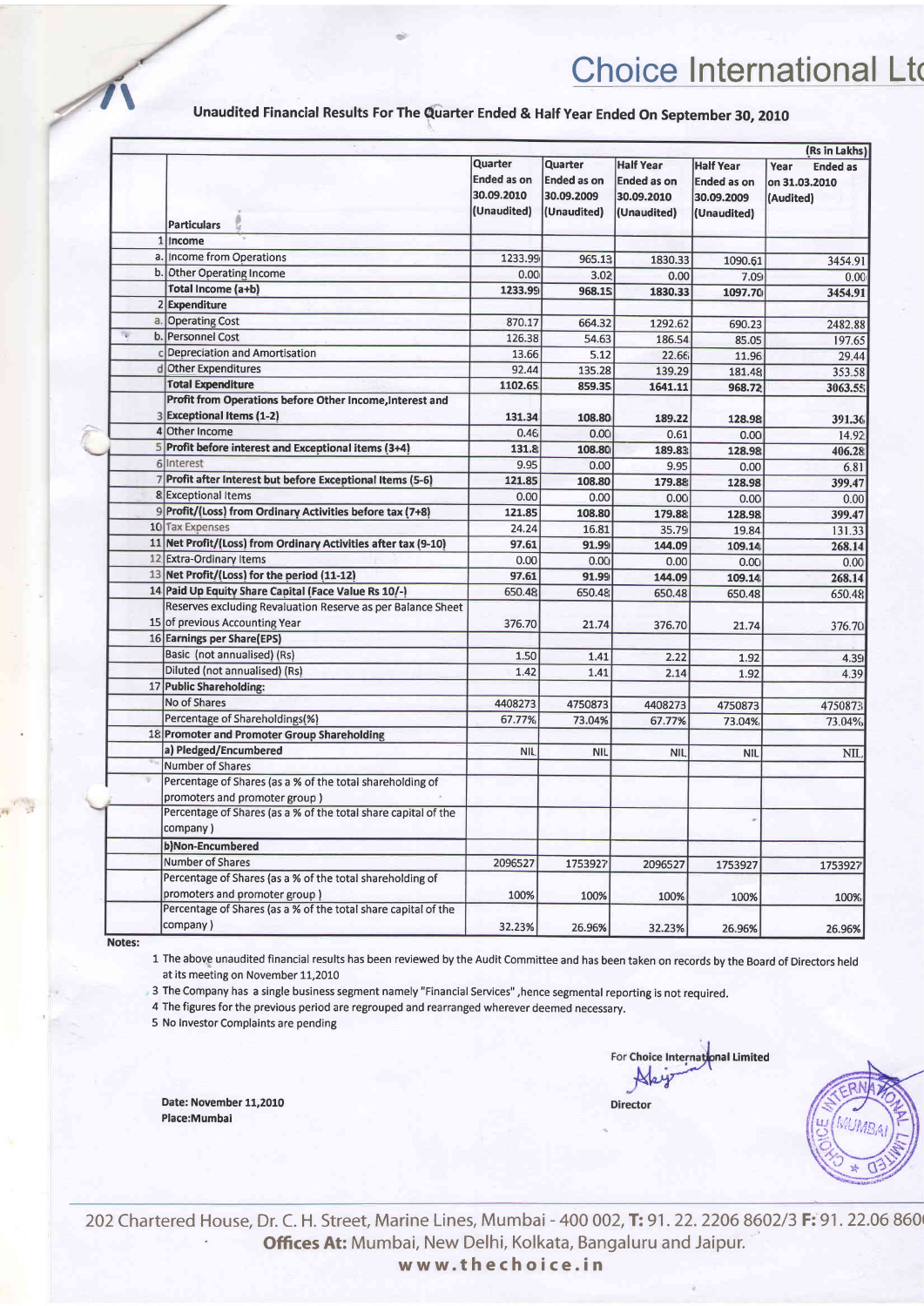Choice International Ltd

## Unaudited Financial Results For The Quarter Ended & Half Year Ended On September 30, 2010

(Rs in Lakhs)

| | Particulars | Quarter Ended as on 30.09.2010 (Unaudited) | Quarter Ended as on 30.09.2009 (Unaudited) | Half Year Ended as on 30.09.2010 (Unaudited) | Half Year Ended as on 30.09.2009 (Unaudited) | Year Ended as on 31.03.2010 (Audited) |
|---|---|---|---|---|---|---|
| 1 | **Income** | | | | | |
| a. | Income from Operations | 1233.99 | 965.13 | 1830.33 | 1090.61 | 3454.91 |
| b. | Other Operating Income | 0.00 | 3.02 | 0.00 | 7.09 | 0.00 |
| | **Total Income (a+b)** | **1233.99** | **968.15** | **1830.33** | **1097.70** | **3454.91** |
| 2 | **Expenditure** | | | | | |
| a. | Operating Cost | 870.17 | 664.32 | 1292.62 | 690.23 | 2482.88 |
| b. | Personnel Cost | 126.38 | 54.63 | 186.54 | 85.05 | 197.65 |
| c | Depreciation and Amortisation | 13.66 | 5.12 | 22.66 | 11.96 | 29.44 |
| d | Other Expenditures | 92.44 | 135.28 | 139.29 | 181.48 | 353.58 |
| | **Total Expenditure** | **1102.65** | **859.35** | **1641.11** | **968.72** | **3063.55** |
| 3 | **Profit from Operations before Other Income,Interest and Exceptional Items (1-2)** | **131.34** | **108.80** | **189.22** | **128.98** | **391.36** |
| 4 | Other Income | 0.46 | 0.00 | 0.61 | 0.00 | 14.92 |
| 5 | **Profit before interest and Exceptional items (3+4)** | **131.8** | **108.80** | **189.83** | **128.98** | **406.28** |
| 6 | Interest | 9.95 | 0.00 | 9.95 | 0.00 | 6.81 |
| 7 | **Profit after Interest but before Exceptional Items (5-6)** | **121.85** | **108.80** | **179.88** | **128.98** | **399.47** |
| 8 | Exceptional Items | 0.00 | 0.00 | 0.00 | 0.00 | 0.00 |
| 9 | **Profit/(Loss) from Ordinary Activities before tax (7+8)** | **121.85** | **108.80** | **179.88** | **128.98** | **399.47** |
| 10 | Tax Expenses | 24.24 | 16.81 | 35.79 | 19.84 | 131.33 |
| 11 | **Net Profit/(Loss) from Ordinary Activities after tax (9-10)** | **97.61** | **91.99** | **144.09** | **109.14** | **268.14** |
| 12 | Extra-Ordinary Items | 0.00 | 0.00 | 0.00 | 0.00 | 0.00 |
| 13 | **Net Profit/(Loss) for the period (11-12)** | **97.61** | **91.99** | **144.09** | **109.14** | **268.14** |
| 14 | **Paid Up Equity Share Capital (Face Value Rs 10/-)** | 650.48 | 650.48 | 650.48 | 650.48 | 650.48 |
| 15 | Reserves excluding Revaluation Reserve as per Balance Sheet of previous Accounting Year | 376.70 | 21.74 | 376.70 | 21.74 | 376.70 |
| 16 | **Earnings per Share(EPS)** | | | | | |
| | Basic (not annualised) (Rs) | 1.50 | 1.41 | 2.22 | 1.92 | 4.39 |
| | Diluted (not annualised) (Rs) | 1.42 | 1.41 | 2.14 | 1.92 | 4.39 |
| 17 | **Public Shareholding:** | | | | | |
| | No of Shares | 4408273 | 4750873 | 4408273 | 4750873 | 4750873 |
| | Percentage of Shareholdings(%) | 67.77% | 73.04% | 67.77% | 73.04% | 73.04% |
| 18 | **Promoter and Promoter Group Shareholding** | | | | | |
| | **a) Pledged/Encumbered** | NIL | NIL | NIL | NIL | NIL |
| | Number of Shares | | | | | |
| | Percentage of Shares (as a % of the total shareholding of promoters and promoter group ) | | | | | |
| | Percentage of Shares (as a % of the total share capital of the company ) | | | | | |
| | **b)Non-Encumbered** | | | | | |
| | Number of Shares | 2096527 | 1753927 | 2096527 | 1753927 | 1753927 |
| | Percentage of Shares (as a % of the total shareholding of promoters and promoter group ) | 100% | 100% | 100% | 100% | 100% |
| | Percentage of Shares (as a % of the total share capital of the company ) | 32.23% | 26.96% | 32.23% | 26.96% | 26.96% |

**Notes:**

1 The above unaudited financial results has been reviewed by the Audit Committee and has been taken on records by the Board of Directors held at its meeting on November 11,2010

3 The Company has a single business segment namely "Financial Services" ,hence segmental reporting is not required.

4 The figures for the previous period are regrouped and rearranged wherever deemed necessary.

5 No Investor Complaints are pending

For Choice International Limited

Director

**Date: November 11,2010**
**Place:Mumbai**

202 Chartered House, Dr. C. H. Street, Marine Lines, Mumbai - 400 002, **T:** 91. 22. 2206 8602/3 **F:** 91. 22.06 860

**Offices At:** Mumbai, New Delhi, Kolkata, Bangaluru and Jaipur.

**www.thechoice.in**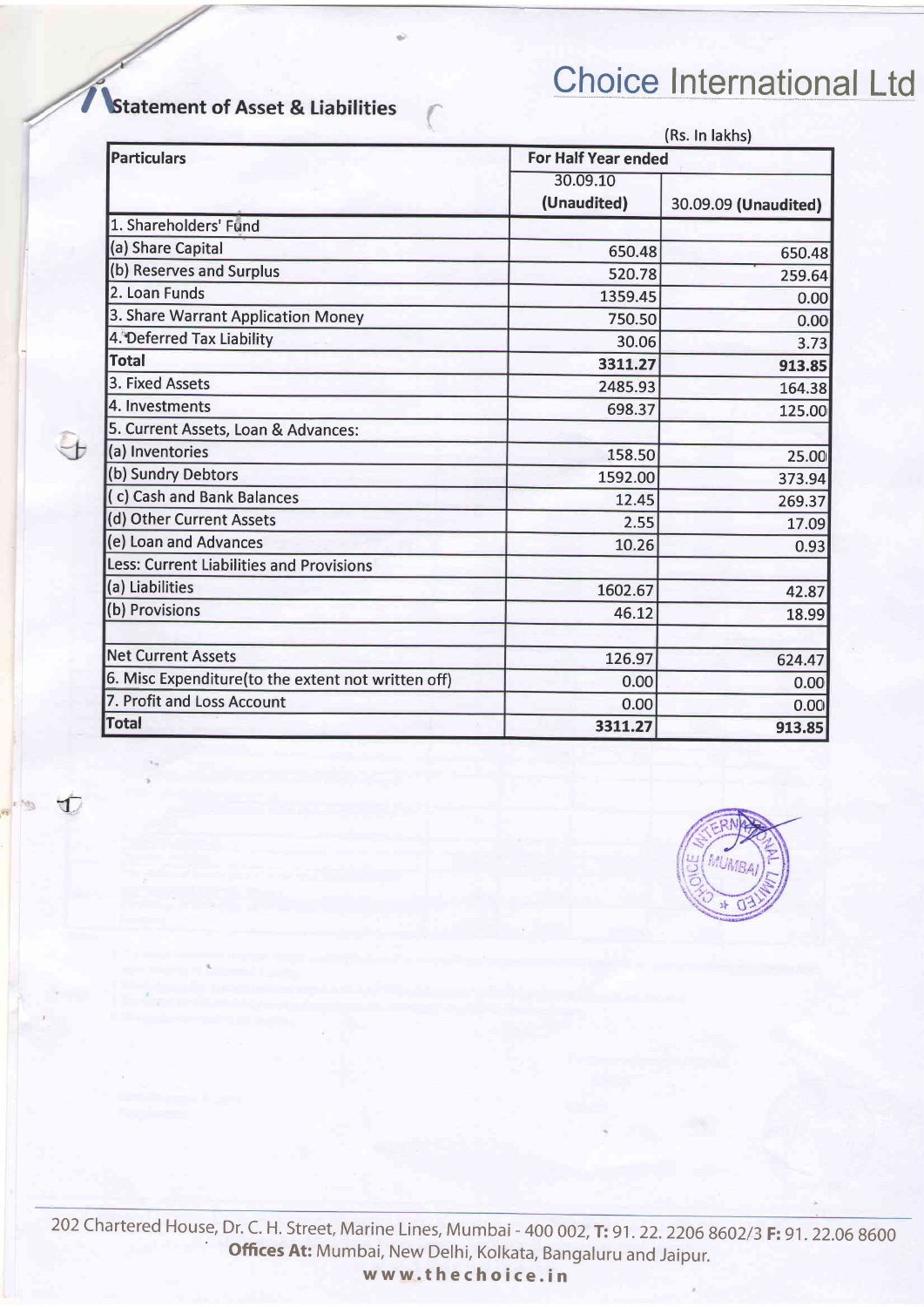# Choice International Ltd

## Statement of Asset & Liabilities

(Rs. In lakhs)

| Particulars | For Half Year ended | |
|---|---|---|
| | 30.09.10 (Unaudited) | 30.09.09 (Unaudited) |
| 1. Shareholders' Fund | | |
| (a) Share Capital | 650.48 | 650.48 |
| (b) Reserves and Surplus | 520.78 | 259.64 |
| 2. Loan Funds | 1359.45 | 0.00 |
| 3. Share Warrant Application Money | 750.50 | 0.00 |
| 4. Deferred Tax Liability | 30.06 | 3.73 |
| **Total** | **3311.27** | **913.85** |
| 3. Fixed Assets | 2485.93 | 164.38 |
| 4. Investments | 698.37 | 125.00 |
| 5. Current Assets, Loan & Advances: | | |
| (a) Inventories | 158.50 | 25.00 |
| (b) Sundry Debtors | 1592.00 | 373.94 |
| ( c) Cash and Bank Balances | 12.45 | 269.37 |
| (d) Other Current Assets | 2.55 | 17.09 |
| (e) Loan and Advances | 10.26 | 0.93 |
| Less: Current Liabilities and Provisions | | |
| (a) Liabilities | 1602.67 | 42.87 |
| (b) Provisions | 46.12 | 18.99 |
| | | |
| Net Current Assets | 126.97 | 624.47 |
| 6. Misc Expenditure(to the extent not written off) | 0.00 | 0.00 |
| 7. Profit and Loss Account | 0.00 | 0.00 |
| **Total** | **3311.27** | **913.85** |

202 Chartered House, Dr. C. H. Street, Marine Lines, Mumbai - 400 002, **T:** 91. 22. 2206 8602/3 **F:** 91. 22.06 8600
**Offices At:** Mumbai, New Delhi, Kolkata, Bangaluru and Jaipur.
**www.thechoice.in**